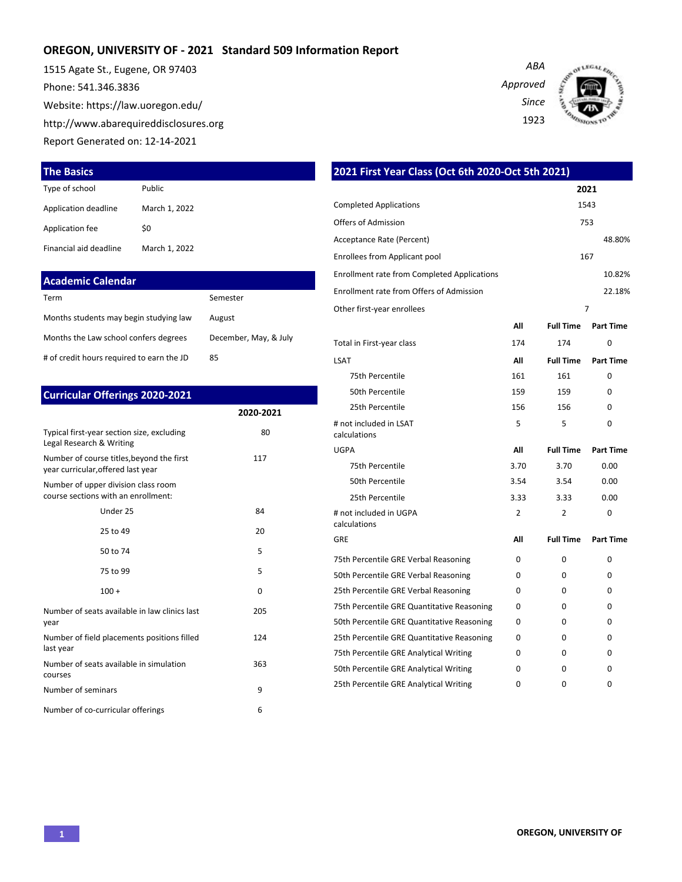# OREGON, UNIVERSITY OF - 2021 Standard 509 Information Report

1515 Agate St., Eugene, OR 97403

Phone: 541.346.3836

Website: https://law.uoregon.edu/

http://www.abarequireddisclosures.org

Report Generated on: 12-14-2021

*ABA Approved Since 1923*

## The Basics

| | |
|---|---|
| Type of school | Public |
| Application deadline | March 1, 2022 |
| Application fee | $0 |
| Financial aid deadline | March 1, 2022 |

## Academic Calendar

| | |
|---|---|
| Term | Semester |
| Months students may begin studying law | August |
| Months the Law school confers degrees | December, May, & July |
| # of credit hours required to earn the JD | 85 |

## Curricular Offerings 2020-2021

| | 2020-2021 |
|---|---|
| Typical first-year section size, excluding Legal Research & Writing | 80 |
| Number of course titles,beyond the first year curricular,offered last year | 117 |
| Number of upper division class room course sections with an enrollment: | |
| Under 25 | 84 |
| 25 to 49 | 20 |
| 50 to 74 | 5 |
| 75 to 99 | 5 |
| 100 + | 0 |
| Number of seats available in law clinics last year | 205 |
| Number of field placements positions filled last year | 124 |
| Number of seats available in simulation courses | 363 |
| Number of seminars | 9 |
| Number of co-curricular offerings | 6 |

## 2021 First Year Class (Oct 6th 2020-Oct 5th 2021)

| | 2021 |
|---|---|
| Completed Applications | 1543 |
| Offers of Admission | 753 |
| Acceptance Rate (Percent) | 48.80% |
| Enrollees from Applicant pool | 167 |
| Enrollment rate from Completed Applications | 10.82% |
| Enrollment rate from Offers of Admission | 22.18% |
| Other first-year enrollees | 7 |

| | All | Full Time | Part Time |
|---|---|---|---|
| Total in First-year class | 174 | 174 | 0 |
| **LSAT** | **All** | **Full Time** | **Part Time** |
| 75th Percentile | 161 | 161 | 0 |
| 50th Percentile | 159 | 159 | 0 |
| 25th Percentile | 156 | 156 | 0 |
| # not included in LSAT calculations | 5 | 5 | 0 |
| **UGPA** | **All** | **Full Time** | **Part Time** |
| 75th Percentile | 3.70 | 3.70 | 0.00 |
| 50th Percentile | 3.54 | 3.54 | 0.00 |
| 25th Percentile | 3.33 | 3.33 | 0.00 |
| # not included in UGPA calculations | 2 | 2 | 0 |
| **GRE** | **All** | **Full Time** | **Part Time** |
| 75th Percentile GRE Verbal Reasoning | 0 | 0 | 0 |
| 50th Percentile GRE Verbal Reasoning | 0 | 0 | 0 |
| 25th Percentile GRE Verbal Reasoning | 0 | 0 | 0 |
| 75th Percentile GRE Quantitative Reasoning | 0 | 0 | 0 |
| 50th Percentile GRE Quantitative Reasoning | 0 | 0 | 0 |
| 25th Percentile GRE Quantitative Reasoning | 0 | 0 | 0 |
| 75th Percentile GRE Analytical Writing | 0 | 0 | 0 |
| 50th Percentile GRE Analytical Writing | 0 | 0 | 0 |
| 25th Percentile GRE Analytical Writing | 0 | 0 | 0 |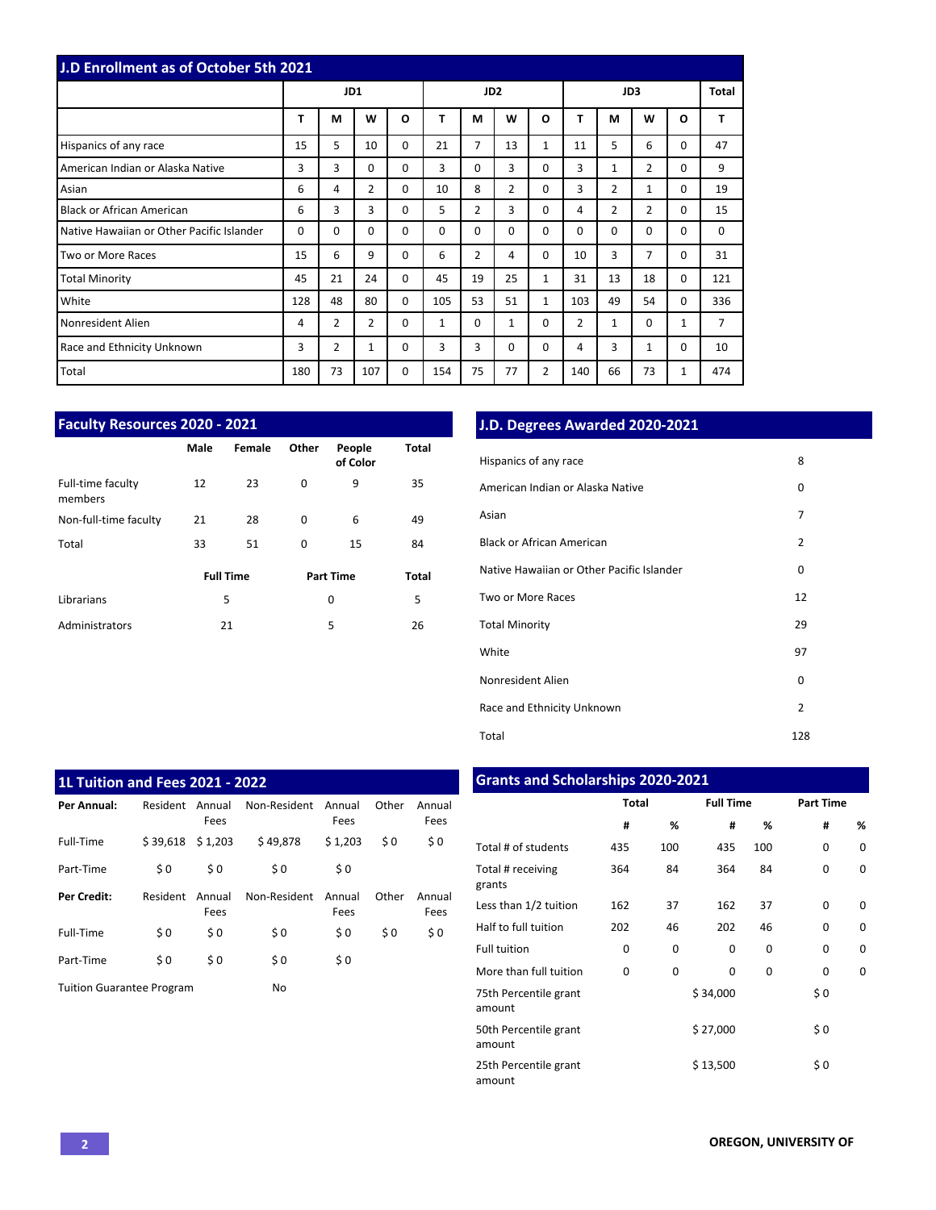## J.D Enrollment as of October 5th 2021

| | JD1 | | | | JD2 | | | | JD3 | | | | Total |
|---|---|---|---|---|---|---|---|---|---|---|---|---|---|
| | T | M | W | O | T | M | W | O | T | M | W | O | T |
| Hispanics of any race | 15 | 5 | 10 | 0 | 21 | 7 | 13 | 1 | 11 | 5 | 6 | 0 | 47 |
| American Indian or Alaska Native | 3 | 3 | 0 | 0 | 3 | 0 | 3 | 0 | 3 | 1 | 2 | 0 | 9 |
| Asian | 6 | 4 | 2 | 0 | 10 | 8 | 2 | 0 | 3 | 2 | 1 | 0 | 19 |
| Black or African American | 6 | 3 | 3 | 0 | 5 | 2 | 3 | 0 | 4 | 2 | 2 | 0 | 15 |
| Native Hawaiian or Other Pacific Islander | 0 | 0 | 0 | 0 | 0 | 0 | 0 | 0 | 0 | 0 | 0 | 0 | 0 |
| Two or More Races | 15 | 6 | 9 | 0 | 6 | 2 | 4 | 0 | 10 | 3 | 7 | 0 | 31 |
| Total Minority | 45 | 21 | 24 | 0 | 45 | 19 | 25 | 1 | 31 | 13 | 18 | 0 | 121 |
| White | 128 | 48 | 80 | 0 | 105 | 53 | 51 | 1 | 103 | 49 | 54 | 0 | 336 |
| Nonresident Alien | 4 | 2 | 2 | 0 | 1 | 0 | 1 | 0 | 2 | 1 | 0 | 1 | 7 |
| Race and Ethnicity Unknown | 3 | 2 | 1 | 0 | 3 | 3 | 0 | 0 | 4 | 3 | 1 | 0 | 10 |
| Total | 180 | 73 | 107 | 0 | 154 | 75 | 77 | 2 | 140 | 66 | 73 | 1 | 474 |

## Faculty Resources 2020 - 2021

| | Male | Female | Other | People of Color | Total |
|---|---|---|---|---|---|
| Full-time faculty members | 12 | 23 | 0 | 9 | 35 |
| Non-full-time faculty | 21 | 28 | 0 | 6 | 49 |
| Total | 33 | 51 | 0 | 15 | 84 |

| | Full Time | Part Time | Total |
|---|---|---|---|
| Librarians | 5 | 0 | 5 |
| Administrators | 21 | 5 | 26 |

## J.D. Degrees Awarded 2020-2021

| | |
|---|---|
| Hispanics of any race | 8 |
| American Indian or Alaska Native | 0 |
| Asian | 7 |
| Black or African American | 2 |
| Native Hawaiian or Other Pacific Islander | 0 |
| Two or More Races | 12 |
| Total Minority | 29 |
| White | 97 |
| Nonresident Alien | 0 |
| Race and Ethnicity Unknown | 2 |
| Total | 128 |

## 1L Tuition and Fees 2021 - 2022

| **Per Annual:** | Resident | Annual Fees | Non-Resident | Annual Fees | Other | Annual Fees |
|---|---|---|---|---|---|---|
| Full-Time | $ 39,618 | $ 1,203 | $ 49,878 | $ 1,203 | $ 0 | $ 0 |
| Part-Time | $ 0 | $ 0 | $ 0 | $ 0 | | |
| **Per Credit:** | Resident | Annual Fees | Non-Resident | Annual Fees | Other | Annual Fees |
| Full-Time | $ 0 | $ 0 | $ 0 | $ 0 | $ 0 | $ 0 |
| Part-Time | $ 0 | $ 0 | $ 0 | $ 0 | | |
| Tuition Guarantee Program | | | No | | | |

## Grants and Scholarships 2020-2021

| | Total | | Full Time | | Part Time | |
|---|---|---|---|---|---|---|
| | # | % | # | % | # | % |
| Total # of students | 435 | 100 | 435 | 100 | 0 | 0 |
| Total # receiving grants | 364 | 84 | 364 | 84 | 0 | 0 |
| Less than 1/2 tuition | 162 | 37 | 162 | 37 | 0 | 0 |
| Half to full tuition | 202 | 46 | 202 | 46 | 0 | 0 |
| Full tuition | 0 | 0 | 0 | 0 | 0 | 0 |
| More than full tuition | 0 | 0 | 0 | 0 | 0 | 0 |
| 75th Percentile grant amount | | | $ 34,000 | | $ 0 | |
| 50th Percentile grant amount | | | $ 27,000 | | $ 0 | |
| 25th Percentile grant amount | | | $ 13,500 | | $ 0 | |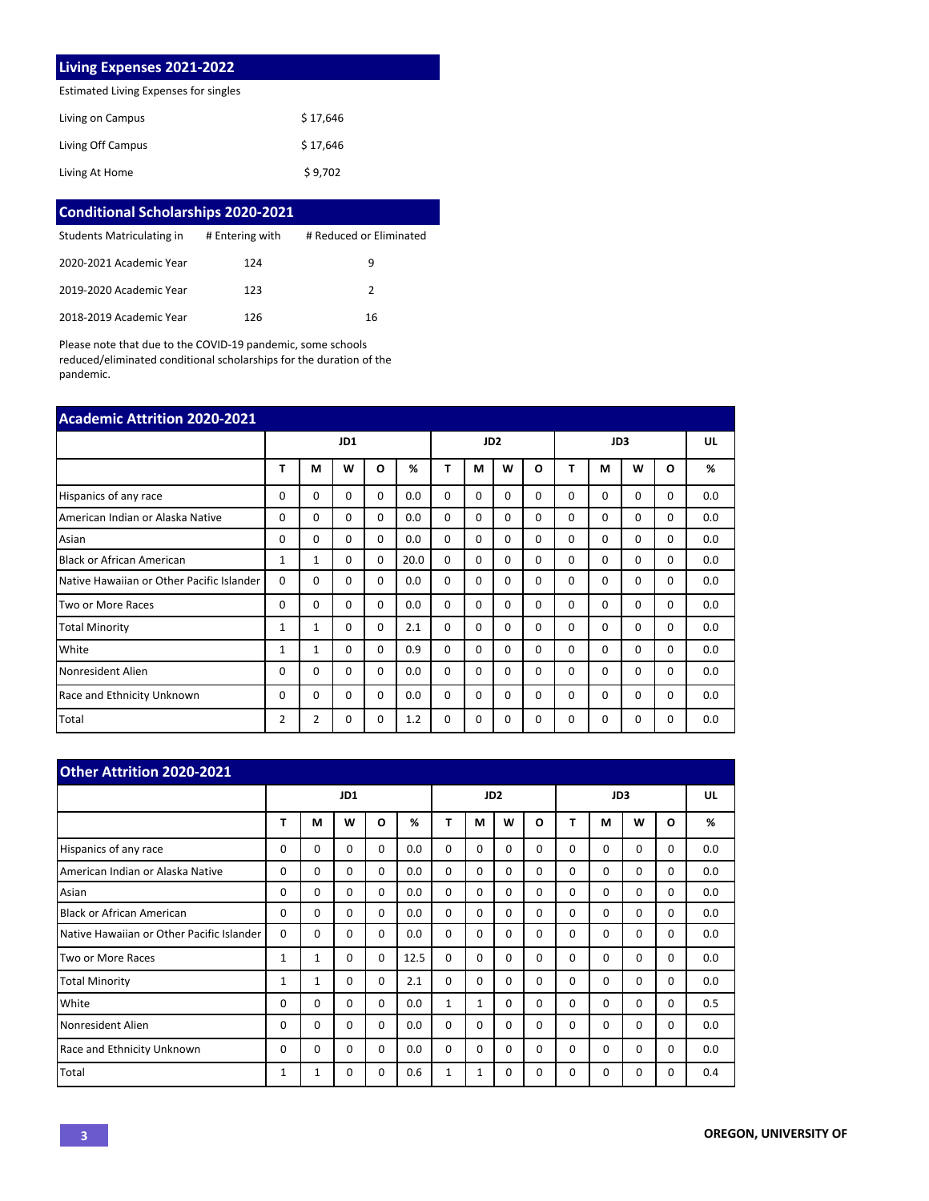## Living Expenses 2021-2022

Estimated Living Expenses for singles

| | |
|---|---|
| Living on Campus | $ 17,646 |
| Living Off Campus | $ 17,646 |
| Living At Home | $ 9,702 |

## Conditional Scholarships 2020-2021

| Students Matriculating in | # Entering with | # Reduced or Eliminated |
|---|---|---|
| 2020-2021 Academic Year | 124 | 9 |
| 2019-2020 Academic Year | 123 | 2 |
| 2018-2019 Academic Year | 126 | 16 |

Please note that due to the COVID-19 pandemic, some schools reduced/eliminated conditional scholarships for the duration of the pandemic.

## Academic Attrition 2020-2021

| | JD1 | | | | | JD2 | | | | JD3 | | | | UL |
|---|---|---|---|---|---|---|---|---|---|---|---|---|---|---|
| | T | M | W | O | % | T | M | W | O | T | M | W | O | % |
| Hispanics of any race | 0 | 0 | 0 | 0 | 0.0 | 0 | 0 | 0 | 0 | 0 | 0 | 0 | 0 | 0.0 |
| American Indian or Alaska Native | 0 | 0 | 0 | 0 | 0.0 | 0 | 0 | 0 | 0 | 0 | 0 | 0 | 0 | 0.0 |
| Asian | 0 | 0 | 0 | 0 | 0.0 | 0 | 0 | 0 | 0 | 0 | 0 | 0 | 0 | 0.0 |
| Black or African American | 1 | 1 | 0 | 0 | 20.0 | 0 | 0 | 0 | 0 | 0 | 0 | 0 | 0 | 0.0 |
| Native Hawaiian or Other Pacific Islander | 0 | 0 | 0 | 0 | 0.0 | 0 | 0 | 0 | 0 | 0 | 0 | 0 | 0 | 0.0 |
| Two or More Races | 0 | 0 | 0 | 0 | 0.0 | 0 | 0 | 0 | 0 | 0 | 0 | 0 | 0 | 0.0 |
| Total Minority | 1 | 1 | 0 | 0 | 2.1 | 0 | 0 | 0 | 0 | 0 | 0 | 0 | 0 | 0.0 |
| White | 1 | 1 | 0 | 0 | 0.9 | 0 | 0 | 0 | 0 | 0 | 0 | 0 | 0 | 0.0 |
| Nonresident Alien | 0 | 0 | 0 | 0 | 0.0 | 0 | 0 | 0 | 0 | 0 | 0 | 0 | 0 | 0.0 |
| Race and Ethnicity Unknown | 0 | 0 | 0 | 0 | 0.0 | 0 | 0 | 0 | 0 | 0 | 0 | 0 | 0 | 0.0 |
| Total | 2 | 2 | 0 | 0 | 1.2 | 0 | 0 | 0 | 0 | 0 | 0 | 0 | 0 | 0.0 |

## Other Attrition 2020-2021

| | JD1 | | | | | JD2 | | | | JD3 | | | | UL |
|---|---|---|---|---|---|---|---|---|---|---|---|---|---|---|
| | T | M | W | O | % | T | M | W | O | T | M | W | O | % |
| Hispanics of any race | 0 | 0 | 0 | 0 | 0.0 | 0 | 0 | 0 | 0 | 0 | 0 | 0 | 0 | 0.0 |
| American Indian or Alaska Native | 0 | 0 | 0 | 0 | 0.0 | 0 | 0 | 0 | 0 | 0 | 0 | 0 | 0 | 0.0 |
| Asian | 0 | 0 | 0 | 0 | 0.0 | 0 | 0 | 0 | 0 | 0 | 0 | 0 | 0 | 0.0 |
| Black or African American | 0 | 0 | 0 | 0 | 0.0 | 0 | 0 | 0 | 0 | 0 | 0 | 0 | 0 | 0.0 |
| Native Hawaiian or Other Pacific Islander | 0 | 0 | 0 | 0 | 0.0 | 0 | 0 | 0 | 0 | 0 | 0 | 0 | 0 | 0.0 |
| Two or More Races | 1 | 1 | 0 | 0 | 12.5 | 0 | 0 | 0 | 0 | 0 | 0 | 0 | 0 | 0.0 |
| Total Minority | 1 | 1 | 0 | 0 | 2.1 | 0 | 0 | 0 | 0 | 0 | 0 | 0 | 0 | 0.0 |
| White | 0 | 0 | 0 | 0 | 0.0 | 1 | 1 | 0 | 0 | 0 | 0 | 0 | 0 | 0.5 |
| Nonresident Alien | 0 | 0 | 0 | 0 | 0.0 | 0 | 0 | 0 | 0 | 0 | 0 | 0 | 0 | 0.0 |
| Race and Ethnicity Unknown | 0 | 0 | 0 | 0 | 0.0 | 0 | 0 | 0 | 0 | 0 | 0 | 0 | 0 | 0.0 |
| Total | 1 | 1 | 0 | 0 | 0.6 | 1 | 1 | 0 | 0 | 0 | 0 | 0 | 0 | 0.4 |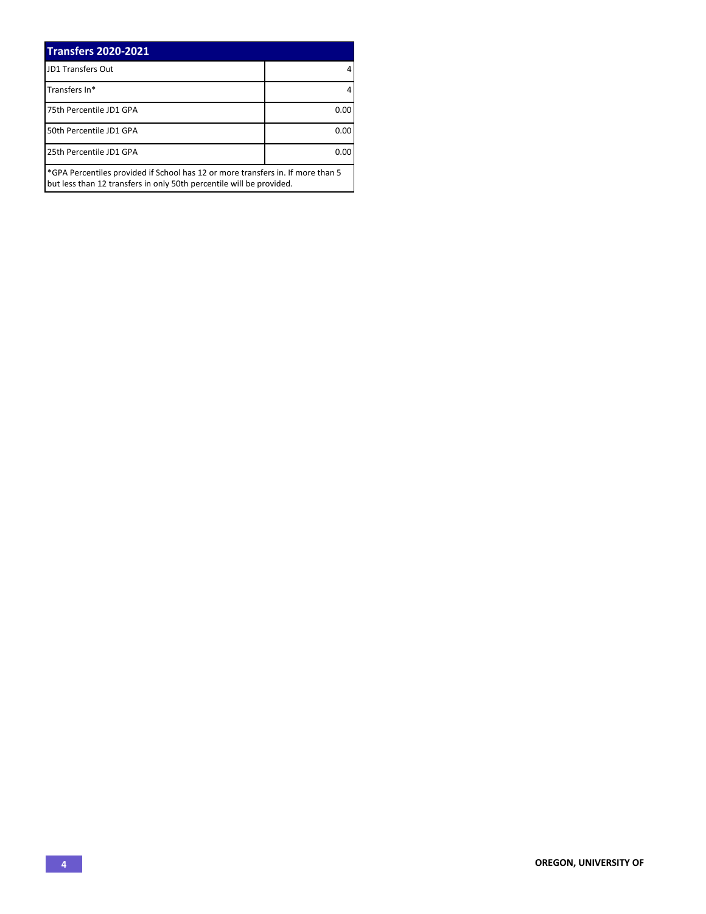| Transfers 2020-2021 | |
|---|---|
| JD1 Transfers Out | 4 |
| Transfers In* | 4 |
| 75th Percentile JD1 GPA | 0.00 |
| 50th Percentile JD1 GPA | 0.00 |
| 25th Percentile JD1 GPA | 0.00 |

*GPA Percentiles provided if School has 12 or more transfers in. If more than 5 but less than 12 transfers in only 50th percentile will be provided.